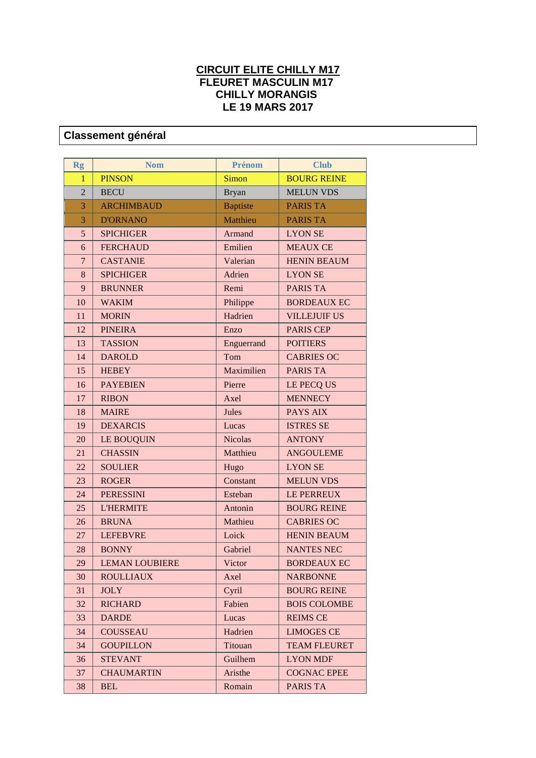# CIRCUIT ELITE CHILLY M17
## FLEURET MASCULIN M17
## CHILLY MORANGIS
## LE 19 MARS 2017

## Classement général

| Rg | Nom | Prénom | Club |
|---|---|---|---|
| 1 | PINSON | Simon | BOURG REINE |
| 2 | BECU | Bryan | MELUN VDS |
| 3 | ARCHIMBAUD | Baptiste | PARIS TA |
| 3 | D'ORNANO | Matthieu | PARIS TA |
| 5 | SPICHIGER | Armand | LYON SE |
| 6 | FERCHAUD | Emilien | MEAUX CE |
| 7 | CASTANIE | Valerian | HENIN BEAUM |
| 8 | SPICHIGER | Adrien | LYON SE |
| 9 | BRUNNER | Remi | PARIS TA |
| 10 | WAKIM | Philippe | BORDEAUX EC |
| 11 | MORIN | Hadrien | VILLEJUIF US |
| 12 | PINEIRA | Enzo | PARIS CEP |
| 13 | TASSION | Enguerrand | POITIERS |
| 14 | DAROLD | Tom | CABRIES OC |
| 15 | HEBEY | Maximilien | PARIS TA |
| 16 | PAYEBIEN | Pierre | LE PECQ US |
| 17 | RIBON | Axel | MENNECY |
| 18 | MAIRE | Jules | PAYS AIX |
| 19 | DEXARCIS | Lucas | ISTRES SE |
| 20 | LE BOUQUIN | Nicolas | ANTONY |
| 21 | CHASSIN | Matthieu | ANGOULEME |
| 22 | SOULIER | Hugo | LYON SE |
| 23 | ROGER | Constant | MELUN VDS |
| 24 | PERESSINI | Esteban | LE PERREUX |
| 25 | L'HERMITE | Antonin | BOURG REINE |
| 26 | BRUNA | Mathieu | CABRIES OC |
| 27 | LEFEBVRE | Loick | HENIN BEAUM |
| 28 | BONNY | Gabriel | NANTES NEC |
| 29 | LEMAN LOUBIERE | Victor | BORDEAUX EC |
| 30 | ROULLIAUX | Axel | NARBONNE |
| 31 | JOLY | Cyril | BOURG REINE |
| 32 | RICHARD | Fabien | BOIS COLOMBE |
| 33 | DARDE | Lucas | REIMS CE |
| 34 | COUSSEAU | Hadrien | LIMOGES CE |
| 34 | GOUPILLON | Titouan | TEAM FLEURET |
| 36 | STEVANT | Guilhem | LYON MDF |
| 37 | CHAUMARTIN | Aristhe | COGNAC EPEE |
| 38 | BEL | Romain | PARIS TA |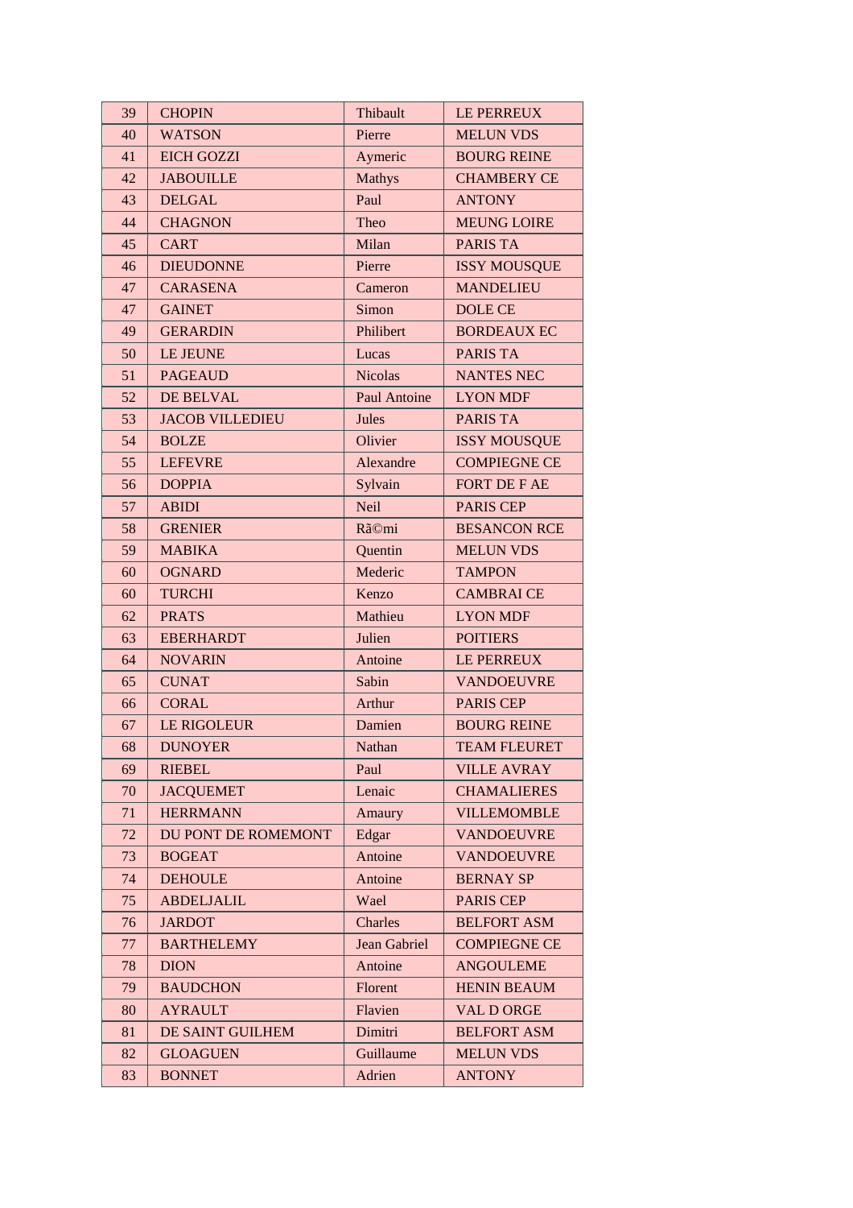| 39 | CHOPIN | Thibault | LE PERREUX |
|---|---|---|---|
| 40 | WATSON | Pierre | MELUN VDS |
| 41 | EICH GOZZI | Aymeric | BOURG REINE |
| 42 | JABOUILLE | Mathys | CHAMBERY CE |
| 43 | DELGAL | Paul | ANTONY |
| 44 | CHAGNON | Theo | MEUNG LOIRE |
| 45 | CART | Milan | PARIS TA |
| 46 | DIEUDONNE | Pierre | ISSY MOUSQUE |
| 47 | CARASENA | Cameron | MANDELIEU |
| 47 | GAINET | Simon | DOLE CE |
| 49 | GERARDIN | Philibert | BORDEAUX EC |
| 50 | LE JEUNE | Lucas | PARIS TA |
| 51 | PAGEAUD | Nicolas | NANTES NEC |
| 52 | DE BELVAL | Paul Antoine | LYON MDF |
| 53 | JACOB VILLEDIEU | Jules | PARIS TA |
| 54 | BOLZE | Olivier | ISSY MOUSQUE |
| 55 | LEFEVRE | Alexandre | COMPIEGNE CE |
| 56 | DOPPIA | Sylvain | FORT DE F AE |
| 57 | ABIDI | Neil | PARIS CEP |
| 58 | GRENIER | Rã©mi | BESANCON RCE |
| 59 | MABIKA | Quentin | MELUN VDS |
| 60 | OGNARD | Mederic | TAMPON |
| 60 | TURCHI | Kenzo | CAMBRAI CE |
| 62 | PRATS | Mathieu | LYON MDF |
| 63 | EBERHARDT | Julien | POITIERS |
| 64 | NOVARIN | Antoine | LE PERREUX |
| 65 | CUNAT | Sabin | VANDOEUVRE |
| 66 | CORAL | Arthur | PARIS CEP |
| 67 | LE RIGOLEUR | Damien | BOURG REINE |
| 68 | DUNOYER | Nathan | TEAM FLEURET |
| 69 | RIEBEL | Paul | VILLE AVRAY |
| 70 | JACQUEMET | Lenaic | CHAMALIERES |
| 71 | HERRMANN | Amaury | VILLEMOMBLE |
| 72 | DU PONT DE ROMEMONT | Edgar | VANDOEUVRE |
| 73 | BOGEAT | Antoine | VANDOEUVRE |
| 74 | DEHOULE | Antoine | BERNAY SP |
| 75 | ABDELJALIL | Wael | PARIS CEP |
| 76 | JARDOT | Charles | BELFORT ASM |
| 77 | BARTHELEMY | Jean Gabriel | COMPIEGNE CE |
| 78 | DION | Antoine | ANGOULEME |
| 79 | BAUDCHON | Florent | HENIN BEAUM |
| 80 | AYRAULT | Flavien | VAL D ORGE |
| 81 | DE SAINT GUILHEM | Dimitri | BELFORT ASM |
| 82 | GLOAGUEN | Guillaume | MELUN VDS |
| 83 | BONNET | Adrien | ANTONY |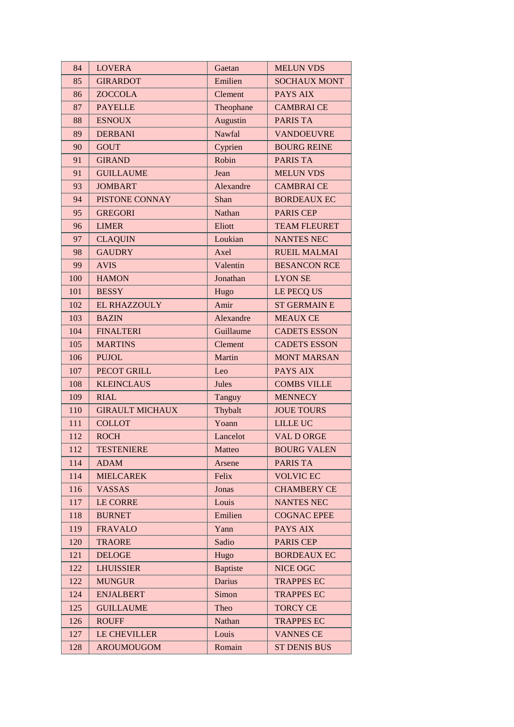| | | | |
|---|---|---|---|
| 84 | LOVERA | Gaetan | MELUN VDS |
| 85 | GIRARDOT | Emilien | SOCHAUX MONT |
| 86 | ZOCCOLA | Clement | PAYS AIX |
| 87 | PAYELLE | Theophane | CAMBRAI CE |
| 88 | ESNOUX | Augustin | PARIS TA |
| 89 | DERBANI | Nawfal | VANDOEUVRE |
| 90 | GOUT | Cyprien | BOURG REINE |
| 91 | GIRAND | Robin | PARIS TA |
| 91 | GUILLAUME | Jean | MELUN VDS |
| 93 | JOMBART | Alexandre | CAMBRAI CE |
| 94 | PISTONE CONNAY | Shan | BORDEAUX EC |
| 95 | GREGORI | Nathan | PARIS CEP |
| 96 | LIMER | Eliott | TEAM FLEURET |
| 97 | CLAQUIN | Loukian | NANTES NEC |
| 98 | GAUDRY | Axel | RUEIL MALMAI |
| 99 | AVIS | Valentin | BESANCON RCE |
| 100 | HAMON | Jonathan | LYON SE |
| 101 | BESSY | Hugo | LE PECQ US |
| 102 | EL RHAZZOULY | Amir | ST GERMAIN E |
| 103 | BAZIN | Alexandre | MEAUX CE |
| 104 | FINALTERI | Guillaume | CADETS ESSON |
| 105 | MARTINS | Clement | CADETS ESSON |
| 106 | PUJOL | Martin | MONT MARSAN |
| 107 | PECOT GRILL | Leo | PAYS AIX |
| 108 | KLEINCLAUS | Jules | COMBS VILLE |
| 109 | RIAL | Tanguy | MENNECY |
| 110 | GIRAULT MICHAUX | Thybalt | JOUE TOURS |
| 111 | COLLOT | Yoann | LILLE UC |
| 112 | ROCH | Lancelot | VAL D ORGE |
| 112 | TESTENIERE | Matteo | BOURG VALEN |
| 114 | ADAM | Arsene | PARIS TA |
| 114 | MIELCAREK | Felix | VOLVIC EC |
| 116 | VASSAS | Jonas | CHAMBERY CE |
| 117 | LE CORRE | Louis | NANTES NEC |
| 118 | BURNET | Emilien | COGNAC EPEE |
| 119 | FRAVALO | Yann | PAYS AIX |
| 120 | TRAORE | Sadio | PARIS CEP |
| 121 | DELOGE | Hugo | BORDEAUX EC |
| 122 | LHUISSIER | Baptiste | NICE OGC |
| 122 | MUNGUR | Darius | TRAPPES EC |
| 124 | ENJALBERT | Simon | TRAPPES EC |
| 125 | GUILLAUME | Theo | TORCY CE |
| 126 | ROUFF | Nathan | TRAPPES EC |
| 127 | LE CHEVILLER | Louis | VANNES CE |
| 128 | AROUMOUGOM | Romain | ST DENIS BUS |